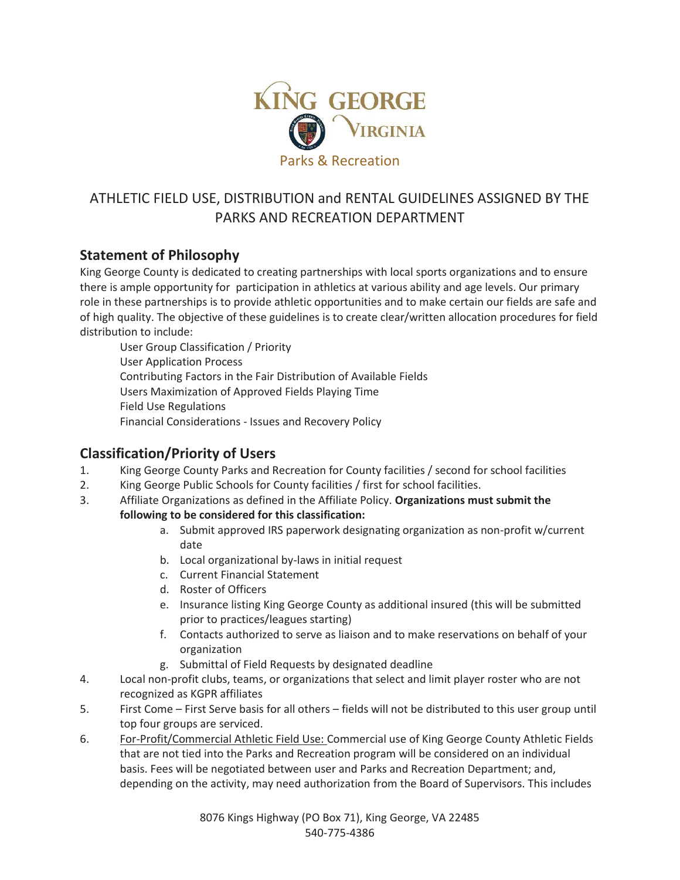KING GEORGE VIRGINIA

Parks & Recreation

# ATHLETIC FIELD USE, DISTRIBUTION and RENTAL GUIDELINES ASSIGNED BY THE PARKS AND RECREATION DEPARTMENT

## Statement of Philosophy

King George County is dedicated to creating partnerships with local sports organizations and to ensure there is ample opportunity for participation in athletics at various ability and age levels. Our primary role in these partnerships is to provide athletic opportunities and to make certain our fields are safe and of high quality. The objective of these guidelines is to create clear/written allocation procedures for field distribution to include:

User Group Classification / Priority
User Application Process
Contributing Factors in the Fair Distribution of Available Fields
Users Maximization of Approved Fields Playing Time
Field Use Regulations
Financial Considerations - Issues and Recovery Policy

## Classification/Priority of Users

1. King George County Parks and Recreation for County facilities / second for school facilities
2. King George Public Schools for County facilities / first for school facilities.
3. Affiliate Organizations as defined in the Affiliate Policy. **Organizations must submit the following to be considered for this classification:**
   a. Submit approved IRS paperwork designating organization as non-profit w/current date
   b. Local organizational by-laws in initial request
   c. Current Financial Statement
   d. Roster of Officers
   e. Insurance listing King George County as additional insured (this will be submitted prior to practices/leagues starting)
   f. Contacts authorized to serve as liaison and to make reservations on behalf of your organization
   g. Submittal of Field Requests by designated deadline
4. Local non-profit clubs, teams, or organizations that select and limit player roster who are not recognized as KGPR affiliates
5. First Come – First Serve basis for all others – fields will not be distributed to this user group until top four groups are serviced.
6. For-Profit/Commercial Athletic Field Use: Commercial use of King George County Athletic Fields that are not tied into the Parks and Recreation program will be considered on an individual basis. Fees will be negotiated between user and Parks and Recreation Department; and, depending on the activity, may need authorization from the Board of Supervisors. This includes

8076 Kings Highway (PO Box 71), King George, VA 22485
540-775-4386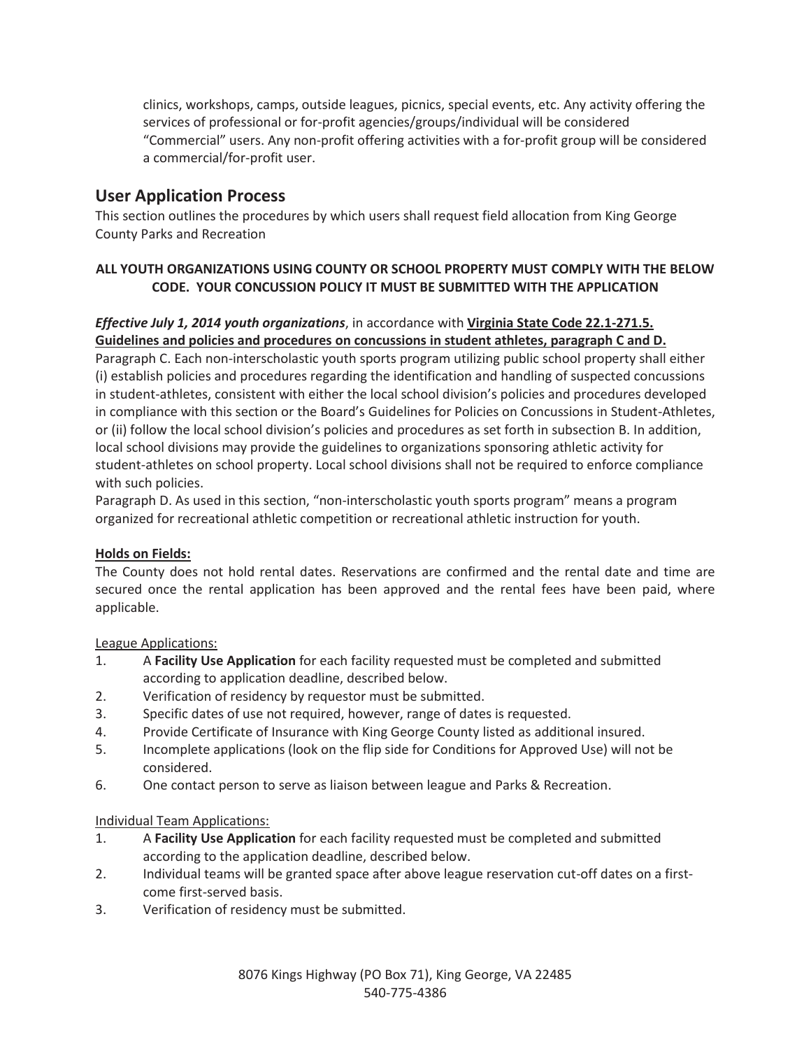clinics, workshops, camps, outside leagues, picnics, special events, etc. Any activity offering the services of professional or for-profit agencies/groups/individual will be considered "Commercial" users. Any non-profit offering activities with a for-profit group will be considered a commercial/for-profit user.

## User Application Process

This section outlines the procedures by which users shall request field allocation from King George County Parks and Recreation

**ALL YOUTH ORGANIZATIONS USING COUNTY OR SCHOOL PROPERTY MUST COMPLY WITH THE BELOW CODE. YOUR CONCUSSION POLICY IT MUST BE SUBMITTED WITH THE APPLICATION**

***Effective July 1, 2014 youth organizations***, in accordance with **Virginia State Code 22.1-271.5. Guidelines and policies and procedures on concussions in student athletes, paragraph C and D.**

Paragraph C. Each non-interscholastic youth sports program utilizing public school property shall either (i) establish policies and procedures regarding the identification and handling of suspected concussions in student-athletes, consistent with either the local school division's policies and procedures developed in compliance with this section or the Board's Guidelines for Policies on Concussions in Student-Athletes, or (ii) follow the local school division's policies and procedures as set forth in subsection B. In addition, local school divisions may provide the guidelines to organizations sponsoring athletic activity for student-athletes on school property. Local school divisions shall not be required to enforce compliance with such policies.

Paragraph D. As used in this section, "non-interscholastic youth sports program" means a program organized for recreational athletic competition or recreational athletic instruction for youth.

**Holds on Fields:**

The County does not hold rental dates. Reservations are confirmed and the rental date and time are secured once the rental application has been approved and the rental fees have been paid, where applicable.

League Applications:

1. A **Facility Use Application** for each facility requested must be completed and submitted according to application deadline, described below.
2. Verification of residency by requestor must be submitted.
3. Specific dates of use not required, however, range of dates is requested.
4. Provide Certificate of Insurance with King George County listed as additional insured.
5. Incomplete applications (look on the flip side for Conditions for Approved Use) will not be considered.
6. One contact person to serve as liaison between league and Parks & Recreation.

Individual Team Applications:

1. A **Facility Use Application** for each facility requested must be completed and submitted according to the application deadline, described below.
2. Individual teams will be granted space after above league reservation cut-off dates on a first-come first-served basis.
3. Verification of residency must be submitted.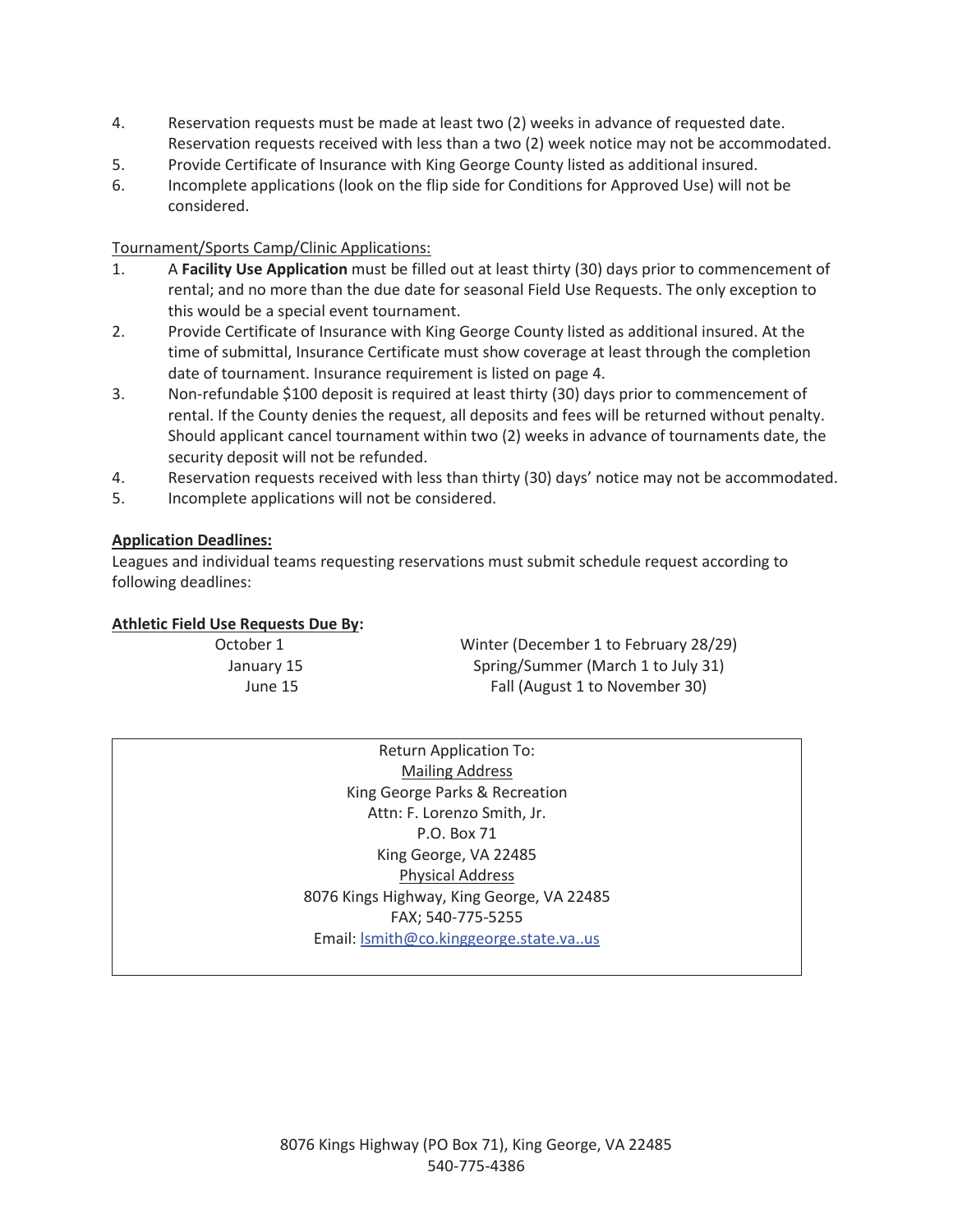4. Reservation requests must be made at least two (2) weeks in advance of requested date. Reservation requests received with less than a two (2) week notice may not be accommodated.
5. Provide Certificate of Insurance with King George County listed as additional insured.
6. Incomplete applications (look on the flip side for Conditions for Approved Use) will not be considered.

Tournament/Sports Camp/Clinic Applications:

1. A **Facility Use Application** must be filled out at least thirty (30) days prior to commencement of rental; and no more than the due date for seasonal Field Use Requests. The only exception to this would be a special event tournament.
2. Provide Certificate of Insurance with King George County listed as additional insured. At the time of submittal, Insurance Certificate must show coverage at least through the completion date of tournament. Insurance requirement is listed on page 4.
3. Non-refundable $100 deposit is required at least thirty (30) days prior to commencement of rental. If the County denies the request, all deposits and fees will be returned without penalty. Should applicant cancel tournament within two (2) weeks in advance of tournaments date, the security deposit will not be refunded.
4. Reservation requests received with less than thirty (30) days' notice may not be accommodated.
5. Incomplete applications will not be considered.

**Application Deadlines:**

Leagues and individual teams requesting reservations must submit schedule request according to following deadlines:

**Athletic Field Use Requests Due By:**

| | |
|---|---|
| October 1 | Winter (December 1 to February 28/29) |
| January 15 | Spring/Summer (March 1 to July 31) |
| June 15 | Fall (August 1 to November 30) |

Return Application To:

Mailing Address

King George Parks & Recreation

Attn: F. Lorenzo Smith, Jr.

P.O. Box 71

King George, VA 22485

Physical Address

8076 Kings Highway, King George, VA 22485

FAX; 540-775-5255

Email: lsmith@co.kinggeorge.state.va..us

8076 Kings Highway (PO Box 71), King George, VA 22485

540-775-4386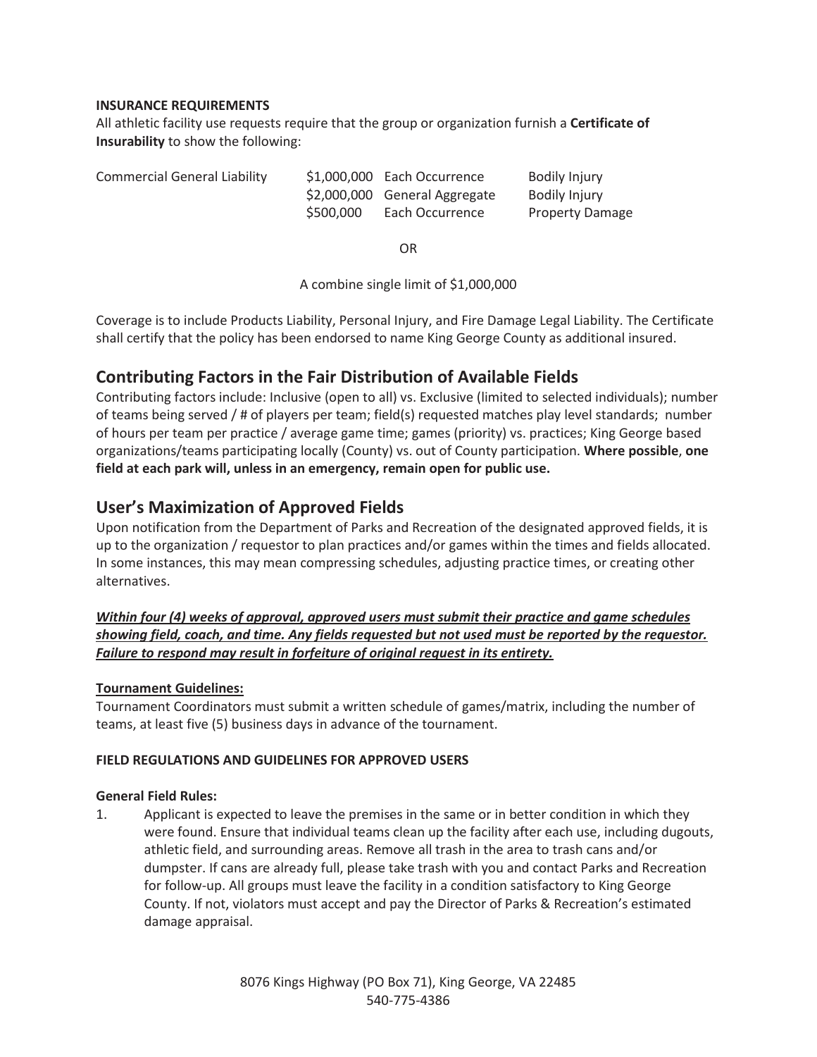**INSURANCE REQUIREMENTS**

All athletic facility use requests require that the group or organization furnish a **Certificate of Insurability** to show the following:

| | | | |
|---|---|---|---|
| Commercial General Liability | $1,000,000 | Each Occurrence | Bodily Injury |
| | $2,000,000 | General Aggregate | Bodily Injury |
| | $500,000 | Each Occurrence | Property Damage |

OR

A combine single limit of $1,000,000

Coverage is to include Products Liability, Personal Injury, and Fire Damage Legal Liability. The Certificate shall certify that the policy has been endorsed to name King George County as additional insured.

## Contributing Factors in the Fair Distribution of Available Fields

Contributing factors include: Inclusive (open to all) vs. Exclusive (limited to selected individuals); number of teams being served / # of players per team; field(s) requested matches play level standards; number of hours per team per practice / average game time; games (priority) vs. practices; King George based organizations/teams participating locally (County) vs. out of County participation. **Where possible**, **one field at each park will, unless in an emergency, remain open for public use.**

## User's Maximization of Approved Fields

Upon notification from the Department of Parks and Recreation of the designated approved fields, it is up to the organization / requestor to plan practices and/or games within the times and fields allocated. In some instances, this may mean compressing schedules, adjusting practice times, or creating other alternatives.

***Within four (4) weeks of approval, approved users must submit their practice and game schedules showing field, coach, and time. Any fields requested but not used must be reported by the requestor. Failure to respond may result in forfeiture of original request in its entirety.***

**Tournament Guidelines:**

Tournament Coordinators must submit a written schedule of games/matrix, including the number of teams, at least five (5) business days in advance of the tournament.

**FIELD REGULATIONS AND GUIDELINES FOR APPROVED USERS**

**General Field Rules:**

1. Applicant is expected to leave the premises in the same or in better condition in which they were found. Ensure that individual teams clean up the facility after each use, including dugouts, athletic field, and surrounding areas. Remove all trash in the area to trash cans and/or dumpster. If cans are already full, please take trash with you and contact Parks and Recreation for follow-up. All groups must leave the facility in a condition satisfactory to King George County. If not, violators must accept and pay the Director of Parks & Recreation's estimated damage appraisal.

8076 Kings Highway (PO Box 71), King George, VA 22485
540-775-4386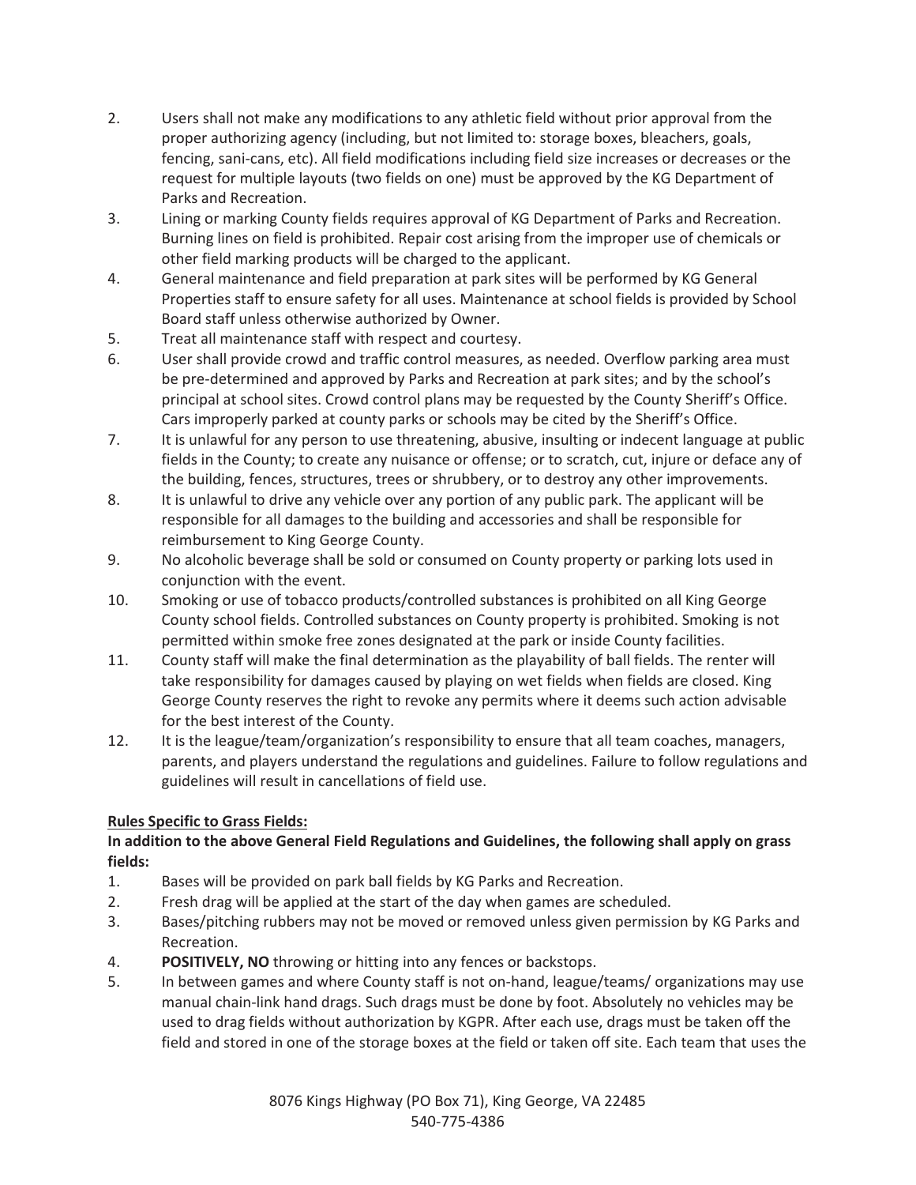2. Users shall not make any modifications to any athletic field without prior approval from the proper authorizing agency (including, but not limited to: storage boxes, bleachers, goals, fencing, sani-cans, etc). All field modifications including field size increases or decreases or the request for multiple layouts (two fields on one) must be approved by the KG Department of Parks and Recreation.
3. Lining or marking County fields requires approval of KG Department of Parks and Recreation. Burning lines on field is prohibited. Repair cost arising from the improper use of chemicals or other field marking products will be charged to the applicant.
4. General maintenance and field preparation at park sites will be performed by KG General Properties staff to ensure safety for all uses. Maintenance at school fields is provided by School Board staff unless otherwise authorized by Owner.
5. Treat all maintenance staff with respect and courtesy.
6. User shall provide crowd and traffic control measures, as needed. Overflow parking area must be pre-determined and approved by Parks and Recreation at park sites; and by the school's principal at school sites. Crowd control plans may be requested by the County Sheriff's Office. Cars improperly parked at county parks or schools may be cited by the Sheriff's Office.
7. It is unlawful for any person to use threatening, abusive, insulting or indecent language at public fields in the County; to create any nuisance or offense; or to scratch, cut, injure or deface any of the building, fences, structures, trees or shrubbery, or to destroy any other improvements.
8. It is unlawful to drive any vehicle over any portion of any public park. The applicant will be responsible for all damages to the building and accessories and shall be responsible for reimbursement to King George County.
9. No alcoholic beverage shall be sold or consumed on County property or parking lots used in conjunction with the event.
10. Smoking or use of tobacco products/controlled substances is prohibited on all King George County school fields. Controlled substances on County property is prohibited. Smoking is not permitted within smoke free zones designated at the park or inside County facilities.
11. County staff will make the final determination as the playability of ball fields. The renter will take responsibility for damages caused by playing on wet fields when fields are closed. King George County reserves the right to revoke any permits where it deems such action advisable for the best interest of the County.
12. It is the league/team/organization's responsibility to ensure that all team coaches, managers, parents, and players understand the regulations and guidelines. Failure to follow regulations and guidelines will result in cancellations of field use.

**Rules Specific to Grass Fields:**

**In addition to the above General Field Regulations and Guidelines, the following shall apply on grass fields:**

1. Bases will be provided on park ball fields by KG Parks and Recreation.
2. Fresh drag will be applied at the start of the day when games are scheduled.
3. Bases/pitching rubbers may not be moved or removed unless given permission by KG Parks and Recreation.
4. **POSITIVELY, NO** throwing or hitting into any fences or backstops.
5. In between games and where County staff is not on-hand, league/teams/ organizations may use manual chain-link hand drags. Such drags must be done by foot. Absolutely no vehicles may be used to drag fields without authorization by KGPR. After each use, drags must be taken off the field and stored in one of the storage boxes at the field or taken off site. Each team that uses the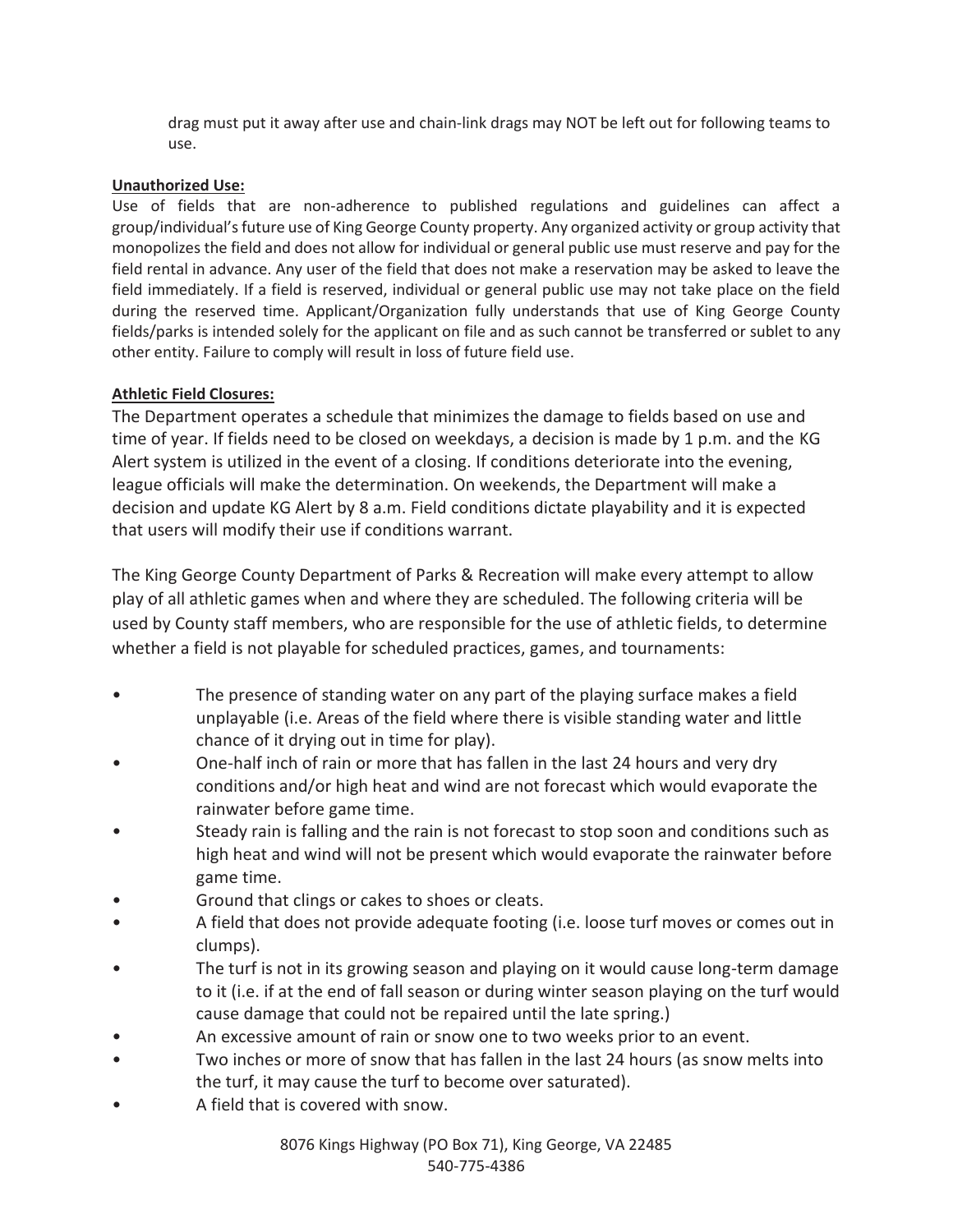drag must put it away after use and chain-link drags may NOT be left out for following teams to use.

**Unauthorized Use:**

Use of fields that are non-adherence to published regulations and guidelines can affect a group/individual's future use of King George County property. Any organized activity or group activity that monopolizes the field and does not allow for individual or general public use must reserve and pay for the field rental in advance. Any user of the field that does not make a reservation may be asked to leave the field immediately. If a field is reserved, individual or general public use may not take place on the field during the reserved time. Applicant/Organization fully understands that use of King George County fields/parks is intended solely for the applicant on file and as such cannot be transferred or sublet to any other entity. Failure to comply will result in loss of future field use.

**Athletic Field Closures:**

The Department operates a schedule that minimizes the damage to fields based on use and time of year. If fields need to be closed on weekdays, a decision is made by 1 p.m. and the KG Alert system is utilized in the event of a closing. If conditions deteriorate into the evening, league officials will make the determination. On weekends, the Department will make a decision and update KG Alert by 8 a.m. Field conditions dictate playability and it is expected that users will modify their use if conditions warrant.

The King George County Department of Parks & Recreation will make every attempt to allow play of all athletic games when and where they are scheduled. The following criteria will be used by County staff members, who are responsible for the use of athletic fields, to determine whether a field is not playable for scheduled practices, games, and tournaments:

- The presence of standing water on any part of the playing surface makes a field unplayable (i.e. Areas of the field where there is visible standing water and little chance of it drying out in time for play).
- One-half inch of rain or more that has fallen in the last 24 hours and very dry conditions and/or high heat and wind are not forecast which would evaporate the rainwater before game time.
- Steady rain is falling and the rain is not forecast to stop soon and conditions such as high heat and wind will not be present which would evaporate the rainwater before game time.
- Ground that clings or cakes to shoes or cleats.
- A field that does not provide adequate footing (i.e. loose turf moves or comes out in clumps).
- The turf is not in its growing season and playing on it would cause long-term damage to it (i.e. if at the end of fall season or during winter season playing on the turf would cause damage that could not be repaired until the late spring.)
- An excessive amount of rain or snow one to two weeks prior to an event.
- Two inches or more of snow that has fallen in the last 24 hours (as snow melts into the turf, it may cause the turf to become over saturated).
- A field that is covered with snow.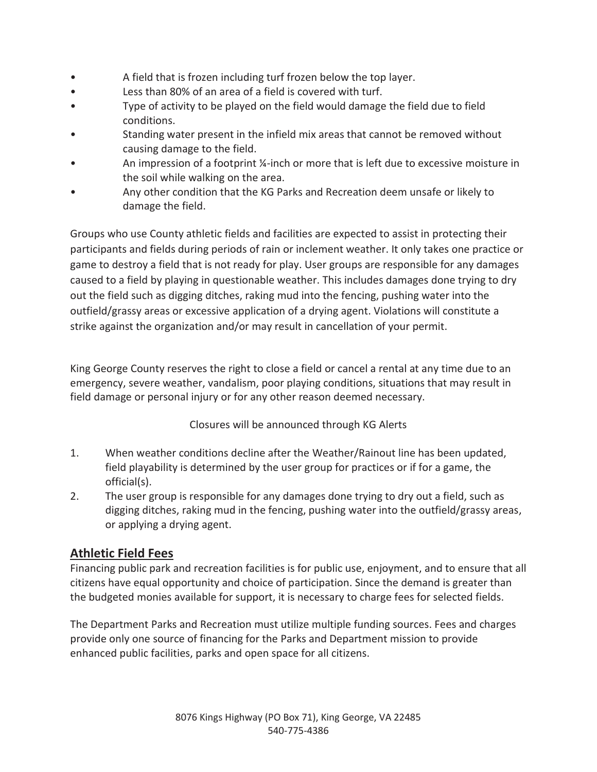- A field that is frozen including turf frozen below the top layer.
- Less than 80% of an area of a field is covered with turf.
- Type of activity to be played on the field would damage the field due to field conditions.
- Standing water present in the infield mix areas that cannot be removed without causing damage to the field.
- An impression of a footprint ¼-inch or more that is left due to excessive moisture in the soil while walking on the area.
- Any other condition that the KG Parks and Recreation deem unsafe or likely to damage the field.

Groups who use County athletic fields and facilities are expected to assist in protecting their participants and fields during periods of rain or inclement weather. It only takes one practice or game to destroy a field that is not ready for play. User groups are responsible for any damages caused to a field by playing in questionable weather. This includes damages done trying to dry out the field such as digging ditches, raking mud into the fencing, pushing water into the outfield/grassy areas or excessive application of a drying agent. Violations will constitute a strike against the organization and/or may result in cancellation of your permit.

King George County reserves the right to close a field or cancel a rental at any time due to an emergency, severe weather, vandalism, poor playing conditions, situations that may result in field damage or personal injury or for any other reason deemed necessary.

Closures will be announced through KG Alerts

1. When weather conditions decline after the Weather/Rainout line has been updated, field playability is determined by the user group for practices or if for a game, the official(s).
2. The user group is responsible for any damages done trying to dry out a field, such as digging ditches, raking mud in the fencing, pushing water into the outfield/grassy areas, or applying a drying agent.

## Athletic Field Fees

Financing public park and recreation facilities is for public use, enjoyment, and to ensure that all citizens have equal opportunity and choice of participation. Since the demand is greater than the budgeted monies available for support, it is necessary to charge fees for selected fields.

The Department Parks and Recreation must utilize multiple funding sources. Fees and charges provide only one source of financing for the Parks and Department mission to provide enhanced public facilities, parks and open space for all citizens.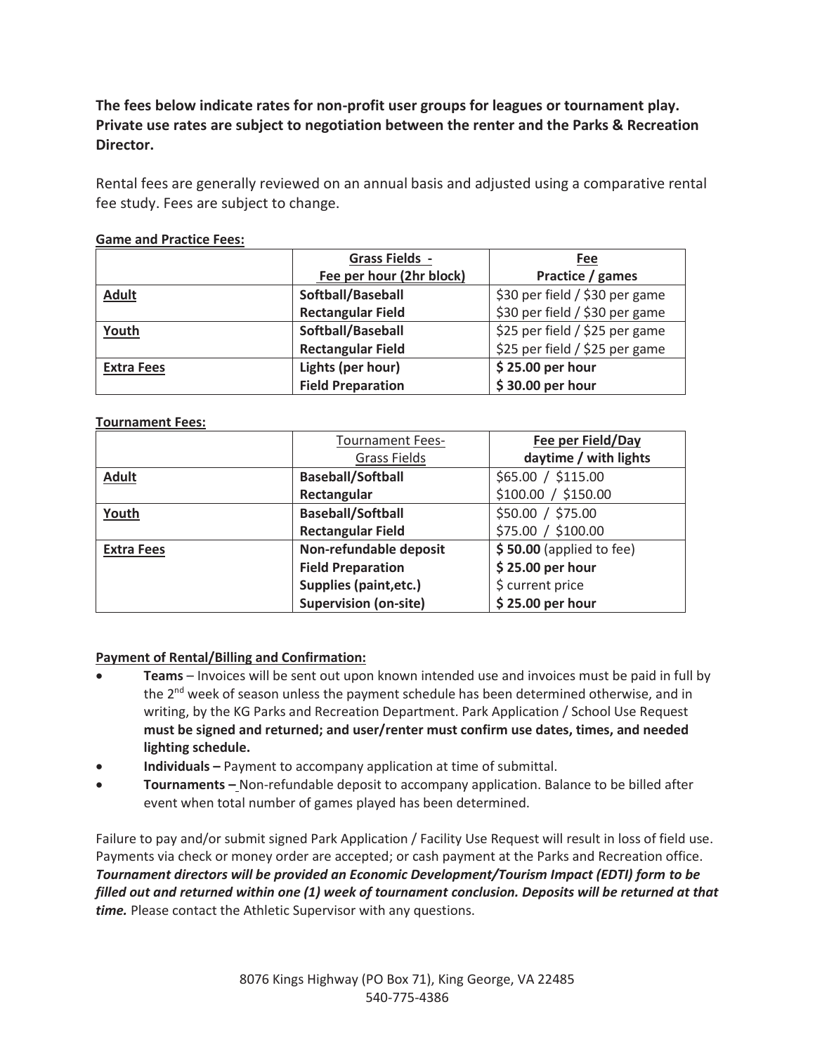**The fees below indicate rates for non-profit user groups for leagues or tournament play. Private use rates are subject to negotiation between the renter and the Parks & Recreation Director.**

Rental fees are generally reviewed on an annual basis and adjusted using a comparative rental fee study. Fees are subject to change.

**Game and Practice Fees:**

| | **Grass Fields - Fee per hour (2hr block)** | **Fee Practice / games** |
|---|---|---|
| **Adult** | **Softball/Baseball** | $30 per field / $30 per game |
| | **Rectangular Field** | $30 per field / $30 per game |
| **Youth** | **Softball/Baseball** | $25 per field / $25 per game |
| | **Rectangular Field** | $25 per field / $25 per game |
| **Extra Fees** | **Lights (per hour)** | **$ 25.00 per hour** |
| | **Field Preparation** | **$ 30.00 per hour** |

**Tournament Fees:**

| | Tournament Fees- Grass Fields | **Fee per Field/Day daytime / with lights** |
|---|---|---|
| **Adult** | **Baseball/Softball** | $65.00 / $115.00 |
| | **Rectangular** | $100.00 / $150.00 |
| **Youth** | **Baseball/Softball** | $50.00 / $75.00 |
| | **Rectangular Field** | $75.00 / $100.00 |
| **Extra Fees** | **Non-refundable deposit** | **$ 50.00** (applied to fee) |
| | **Field Preparation** | **$ 25.00 per hour** |
| | **Supplies (paint,etc.)** | $ current price |
| | **Supervision (on-site)** | **$ 25.00 per hour** |

**Payment of Rental/Billing and Confirmation:**

- **Teams** – Invoices will be sent out upon known intended use and invoices must be paid in full by the 2nd week of season unless the payment schedule has been determined otherwise, and in writing, by the KG Parks and Recreation Department. Park Application / School Use Request **must be signed and returned; and user/renter must confirm use dates, times, and needed lighting schedule.**
- **Individuals –** Payment to accompany application at time of submittal.
- **Tournaments –** Non-refundable deposit to accompany application. Balance to be billed after event when total number of games played has been determined.

Failure to pay and/or submit signed Park Application / Facility Use Request will result in loss of field use. Payments via check or money order are accepted; or cash payment at the Parks and Recreation office. ***Tournament directors will be provided an Economic Development/Tourism Impact (EDTI) form to be filled out and returned within one (1) week of tournament conclusion. Deposits will be returned at that time.*** Please contact the Athletic Supervisor with any questions.

8076 Kings Highway (PO Box 71), King George, VA 22485
540-775-4386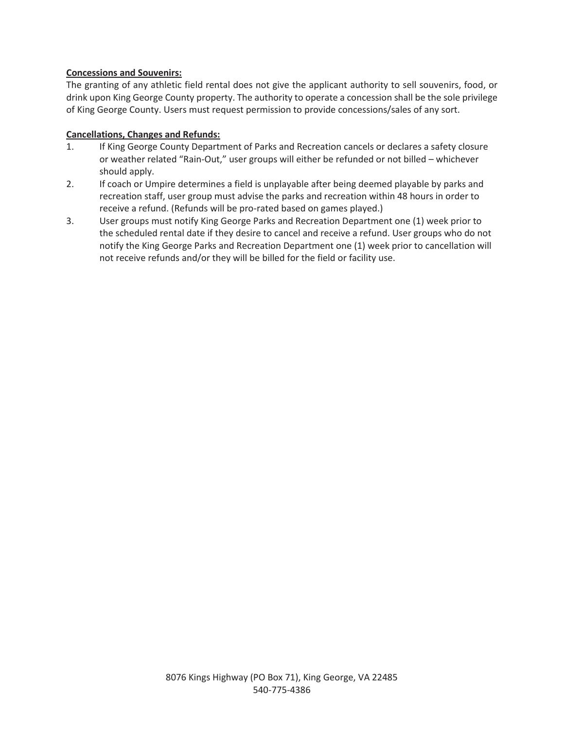**Concessions and Souvenirs:**

The granting of any athletic field rental does not give the applicant authority to sell souvenirs, food, or drink upon King George County property. The authority to operate a concession shall be the sole privilege of King George County. Users must request permission to provide concessions/sales of any sort.

**Cancellations, Changes and Refunds:**

1. If King George County Department of Parks and Recreation cancels or declares a safety closure or weather related "Rain-Out," user groups will either be refunded or not billed – whichever should apply.
2. If coach or Umpire determines a field is unplayable after being deemed playable by parks and recreation staff, user group must advise the parks and recreation within 48 hours in order to receive a refund. (Refunds will be pro-rated based on games played.)
3. User groups must notify King George Parks and Recreation Department one (1) week prior to the scheduled rental date if they desire to cancel and receive a refund. User groups who do not notify the King George Parks and Recreation Department one (1) week prior to cancellation will not receive refunds and/or they will be billed for the field or facility use.

8076 Kings Highway (PO Box 71), King George, VA 22485
540-775-4386